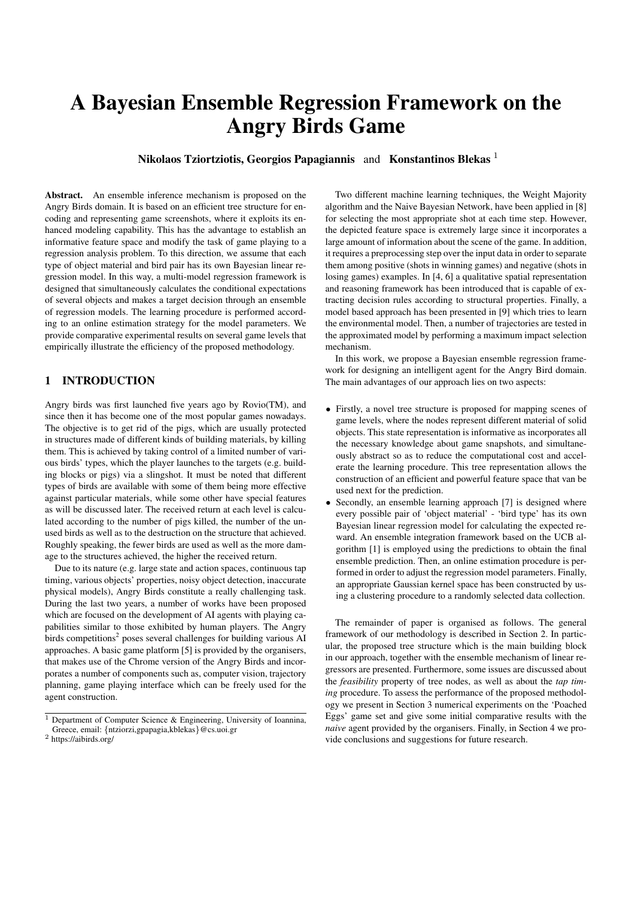# A Bayesian Ensemble Regression Framework on the Angry Birds Game

**Nikolaos Tziortziotis, Georgios Papagiannis** and **Konstantinos Blekas** [1]

**Abstract.** An ensemble inference mechanism is proposed on the Angry Birds domain. It is based on an efficient tree structure for encoding and representing game screenshots, where it exploits its enhanced modeling capability. This has the advantage to establish an informative feature space and modify the task of game playing to a regression analysis problem. To this direction, we assume that each type of object material and bird pair has its own Bayesian linear regression model. In this way, a multi-model regression framework is designed that simultaneously calculates the conditional expectations of several objects and makes a target decision through an ensemble of regression models. The learning procedure is performed according to an online estimation strategy for the model parameters. We provide comparative experimental results on several game levels that empirically illustrate the efficiency of the proposed methodology.

## 1 INTRODUCTION

Angry birds was first launched five years ago by Rovio(TM), and since then it has become one of the most popular games nowadays. The objective is to get rid of the pigs, which are usually protected in structures made of different kinds of building materials, by killing them. This is achieved by taking control of a limited number of various birds' types, which the player launches to the targets (e.g. building blocks or pigs) via a slingshot. It must be noted that different types of birds are available with some of them being more effective against particular materials, while some other have special features as will be discussed later. The received return at each level is calculated according to the number of pigs killed, the number of the unused birds as well as to the destruction on the structure that achieved. Roughly speaking, the fewer birds are used as well as the more damage to the structures achieved, the higher the received return.

Due to its nature (e.g. large state and action spaces, continuous tap timing, various objects' properties, noisy object detection, inaccurate physical models), Angry Birds constitute a really challenging task. During the last two years, a number of works have been proposed which are focused on the development of AI agents with playing capabilities similar to those exhibited by human players. The Angry birds competitions[2] poses several challenges for building various AI approaches. A basic game platform [5] is provided by the organisers, that makes use of the Chrome version of the Angry Birds and incorporates a number of components such as, computer vision, trajectory planning, game playing interface which can be freely used for the agent construction.

Two different machine learning techniques, the Weight Majority algorithm and the Naive Bayesian Network, have been applied in [8] for selecting the most appropriate shot at each time step. However, the depicted feature space is extremely large since it incorporates a large amount of information about the scene of the game. In addition, it requires a preprocessing step over the input data in order to separate them among positive (shots in winning games) and negative (shots in losing games) examples. In [4, 6] a qualitative spatial representation and reasoning framework has been introduced that is capable of extracting decision rules according to structural properties. Finally, a model based approach has been presented in [9] which tries to learn the environmental model. Then, a number of trajectories are tested in the approximated model by performing a maximum impact selection mechanism.

In this work, we propose a Bayesian ensemble regression framework for designing an intelligent agent for the Angry Bird domain. The main advantages of our approach lies on two aspects:

- Firstly, a novel tree structure is proposed for mapping scenes of game levels, where the nodes represent different material of solid objects. This state representation is informative as incorporates all the necessary knowledge about game snapshots, and simultaneously abstract so as to reduce the computational cost and accelerate the learning procedure. This tree representation allows the construction of an efficient and powerful feature space that van be used next for the prediction.
- Secondly, an ensemble learning approach [7] is designed where every possible pair of 'object material' - 'bird type' has its own Bayesian linear regression model for calculating the expected reward. An ensemble integration framework based on the UCB algorithm [1] is employed using the predictions to obtain the final ensemble prediction. Then, an online estimation procedure is performed in order to adjust the regression model parameters. Finally, an appropriate Gaussian kernel space has been constructed by using a clustering procedure to a randomly selected data collection.

The remainder of paper is organised as follows. The general framework of our methodology is described in Section 2. In particular, the proposed tree structure which is the main building block in our approach, together with the ensemble mechanism of linear regressors are presented. Furthermore, some issues are discussed about the *feasibility* property of tree nodes, as well as about the *tap timing* procedure. To assess the performance of the proposed methodology we present in Section 3 numerical experiments on the 'Poached Eggs' game set and give some initial comparative results with the *naive* agent provided by the organisers. Finally, in Section 4 we provide conclusions and suggestions for future research.

---

[1] Department of Computer Science & Engineering, University of Ioannina, Greece, email: {ntziorzi,gpapagia,kblekas}@cs.uoi.gr

[2] https://aibirds.org/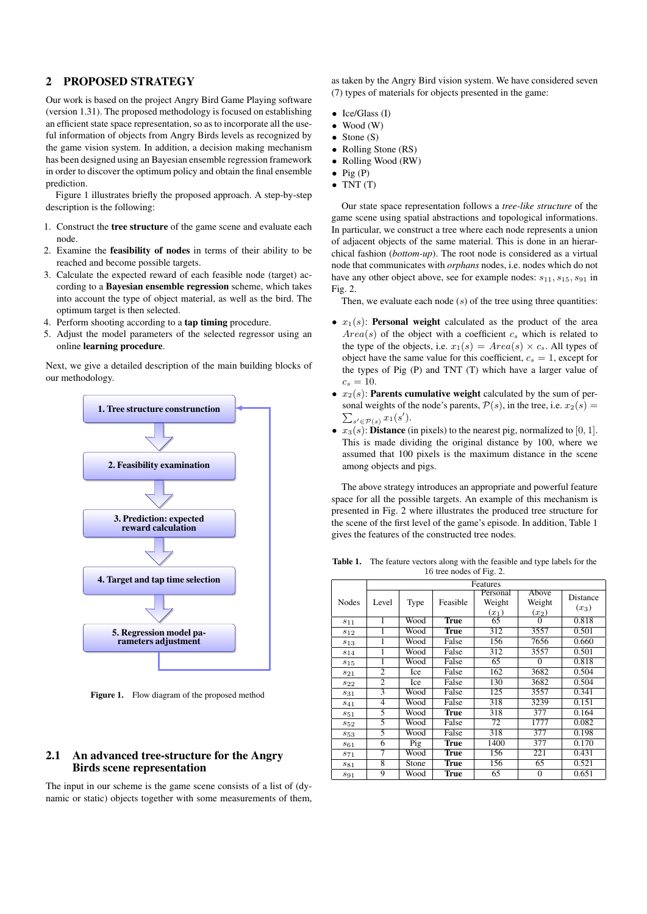## 2 PROPOSED STRATEGY

Our work is based on the project Angry Bird Game Playing software (version 1.31). The proposed methodology is focused on establishing an efficient state space representation, so as to incorporate all the useful information of objects from Angry Birds levels as recognized by the game vision system. In addition, a decision making mechanism has been designed using an Bayesian ensemble regression framework in order to discover the optimum policy and obtain the final ensemble prediction.

Figure 1 illustrates briefly the proposed approach. A step-by-step description is the following:

1. Construct the **tree structure** of the game scene and evaluate each node.
2. Examine the **feasibility of nodes** in terms of their ability to be reached and become possible targets.
3. Calculate the expected reward of each feasible node (target) according to a **Bayesian ensemble regression** scheme, which takes into account the type of object material, as well as the bird. The optimum target is then selected.
4. Perform shooting according to a **tap timing** procedure.
5. Adjust the model parameters of the selected regressor using an online **learning procedure**.

Next, we give a detailed description of the main building blocks of our methodology.

1. Tree structure construnction

2. Feasibility examination

3. Prediction: expected reward calculation

4. Target and tap time selection

5. Regression model parameters adjustment

**Figure 1.** Flow diagram of the proposed method

### 2.1 An advanced tree-structure for the Angry Birds scene representation

The input in our scheme is the game scene consists of a list of (dynamic or static) objects together with some measurements of them, as taken by the Angry Bird vision system. We have considered seven (7) types of materials for objects presented in the game:

- Ice/Glass (I)
- Wood (W)
- Stone (S)
- Rolling Stone (RS)
- Rolling Wood (RW)
- Pig (P)
- TNT (T)

Our state space representation follows a *tree-like structure* of the game scene using spatial abstractions and topological informations. In particular, we construct a tree where each node represents a union of adjacent objects of the same material. This is done in an hierarchical fashion (*bottom-up*). The root node is considered as a virtual node that communicates with *orphans* nodes, i.e. nodes which do not have any other object above, see for example nodes: $s_{11}, s_{15}, s_{91}$ in Fig. 2.

Then, we evaluate each node ($s$) of the tree using three quantities:

- $x_1(s)$: **Personal weight** calculated as the product of the area $Area(s)$ of the object with a coefficient $c_s$ which is related to the type of the objects, i.e. $x_1(s) = Area(s) \times c_s$. All types of object have the same value for this coefficient, $c_s = 1$, except for the types of Pig (P) and TNT (T) which have a larger value of $c_s = 10$.
- $x_2(s)$: **Parents cumulative weight** calculated by the sum of personal weights of the node's parents, $\mathcal{P}(s)$, in the tree, i.e. $x_2(s) = \sum_{s' \in \mathcal{P}(s)} x_1(s')$.
- $x_3(s)$: **Distance** (in pixels) to the nearest pig, normalized to $[0, 1]$. This is made dividing the original distance by 100, where we assumed that 100 pixels is the maximum distance in the scene among objects and pigs.

The above strategy introduces an appropriate and powerful feature space for all the possible targets. An example of this mechanism is presented in Fig. 2 where illustrates the produced tree structure for the scene of the first level of the game's episode. In addition, Table 1 gives the features of the constructed tree nodes.

**Table 1.** The feature vectors along with the feasible and type labels for the 16 tree nodes of Fig. 2.

| Nodes | Features | | | | | |
|---|---|---|---|---|---|---|
| | Level | Type | Feasible | Personal Weight ($x_1$) | Above Weight ($x_2$) | Distance ($x_3$) |
| $s_{11}$ | 1 | Wood | **True** | 65 | 0 | 0.818 |
| $s_{12}$ | 1 | Wood | **True** | 312 | 3557 | 0.501 |
| $s_{13}$ | 1 | Wood | False | 156 | 7656 | 0.660 |
| $s_{14}$ | 1 | Wood | False | 312 | 3557 | 0.501 |
| $s_{15}$ | 1 | Wood | False | 65 | 0 | 0.818 |
| $s_{21}$ | 2 | Ice | False | 162 | 3682 | 0.504 |
| $s_{22}$ | 2 | Ice | False | 130 | 3682 | 0.504 |
| $s_{31}$ | 3 | Wood | False | 125 | 3557 | 0.341 |
| $s_{41}$ | 4 | Wood | False | 318 | 3239 | 0.151 |
| $s_{51}$ | 5 | Wood | **True** | 318 | 377 | 0.164 |
| $s_{52}$ | 5 | Wood | False | 72 | 1777 | 0.082 |
| $s_{53}$ | 5 | Wood | False | 318 | 377 | 0.198 |
| $s_{61}$ | 6 | Pig | **True** | 1400 | 377 | 0.170 |
| $s_{71}$ | 7 | Wood | **True** | 156 | 221 | 0.431 |
| $s_{81}$ | 8 | Stone | **True** | 156 | 65 | 0.521 |
| $s_{91}$ | 9 | Wood | **True** | 65 | 0 | 0.651 |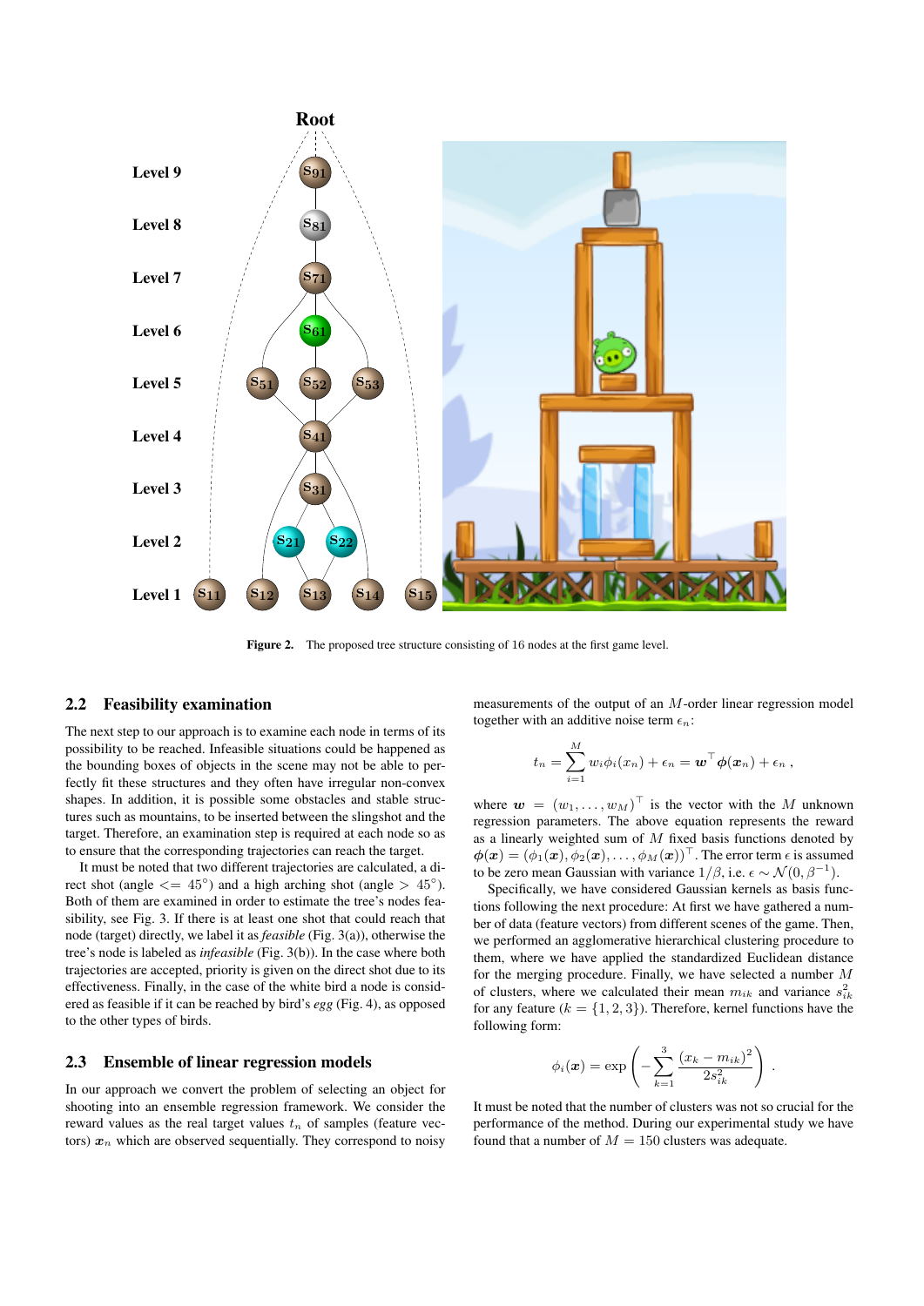Figure 2. The proposed tree structure consisting of 16 nodes at the first game level.

### 2.2 Feasibility examination

The next step to our approach is to examine each node in terms of its possibility to be reached. Infeasible situations could be happened as the bounding boxes of objects in the scene may not be able to perfectly fit these structures and they often have irregular non-convex shapes. In addition, it is possible some obstacles and stable structures such as mountains, to be inserted between the slingshot and the target. Therefore, an examination step is required at each node so as to ensure that the corresponding trajectories can reach the target.

It must be noted that two different trajectories are calculated, a direct shot (angle $<= 45^{\circ}$) and a high arching shot (angle $> 45^{\circ}$). Both of them are examined in order to estimate the tree's nodes feasibility, see Fig. 3. If there is at least one shot that could reach that node (target) directly, we label it as *feasible* (Fig. 3(a)), otherwise the tree's node is labeled as *infeasible* (Fig. 3(b)). In the case where both trajectories are accepted, priority is given on the direct shot due to its effectiveness. Finally, in the case of the white bird a node is considered as feasible if it can be reached by bird's *egg* (Fig. 4), as opposed to the other types of birds.

### 2.3 Ensemble of linear regression models

In our approach we convert the problem of selecting an object for shooting into an ensemble regression framework. We consider the reward values as the real target values $t_n$ of samples (feature vectors) $\boldsymbol{x}_n$ which are observed sequentially. They correspond to noisy measurements of the output of an $M$-order linear regression model together with an additive noise term $\epsilon_n$:

$$t_n = \sum_{i=1}^{M} w_i \phi_i(x_n) + \epsilon_n = \boldsymbol{w}^{\top} \boldsymbol{\phi}(\boldsymbol{x}_n) + \epsilon_n ,$$

where $\boldsymbol{w} = (w_1, \ldots, w_M)^{\top}$ is the vector with the $M$ unknown regression parameters. The above equation represents the reward as a linearly weighted sum of $M$ fixed basis functions denoted by $\boldsymbol{\phi}(\boldsymbol{x}) = (\phi_1(\boldsymbol{x}), \phi_2(\boldsymbol{x}), \ldots, \phi_M(\boldsymbol{x}))^{\top}$. The error term $\epsilon$ is assumed to be zero mean Gaussian with variance $1/\beta$, i.e. $\epsilon \sim \mathcal{N}(0, \beta^{-1})$.

Specifically, we have considered Gaussian kernels as basis functions following the next procedure: At first we have gathered a number of data (feature vectors) from different scenes of the game. Then, we performed an agglomerative hierarchical clustering procedure to them, where we have applied the standardized Euclidean distance for the merging procedure. Finally, we have selected a number $M$ of clusters, where we calculated their mean $m_{ik}$ and variance $s_{ik}^2$ for any feature ($k = \{1, 2, 3\}$). Therefore, kernel functions have the following form:

$$\phi_i(\boldsymbol{x}) = \exp\left( - \sum_{k=1}^{3} \frac{(x_k - m_{ik})^2}{2 s_{ik}^2} \right) .$$

It must be noted that the number of clusters was not so crucial for the performance of the method. During our experimental study we have found that a number of $M = 150$ clusters was adequate.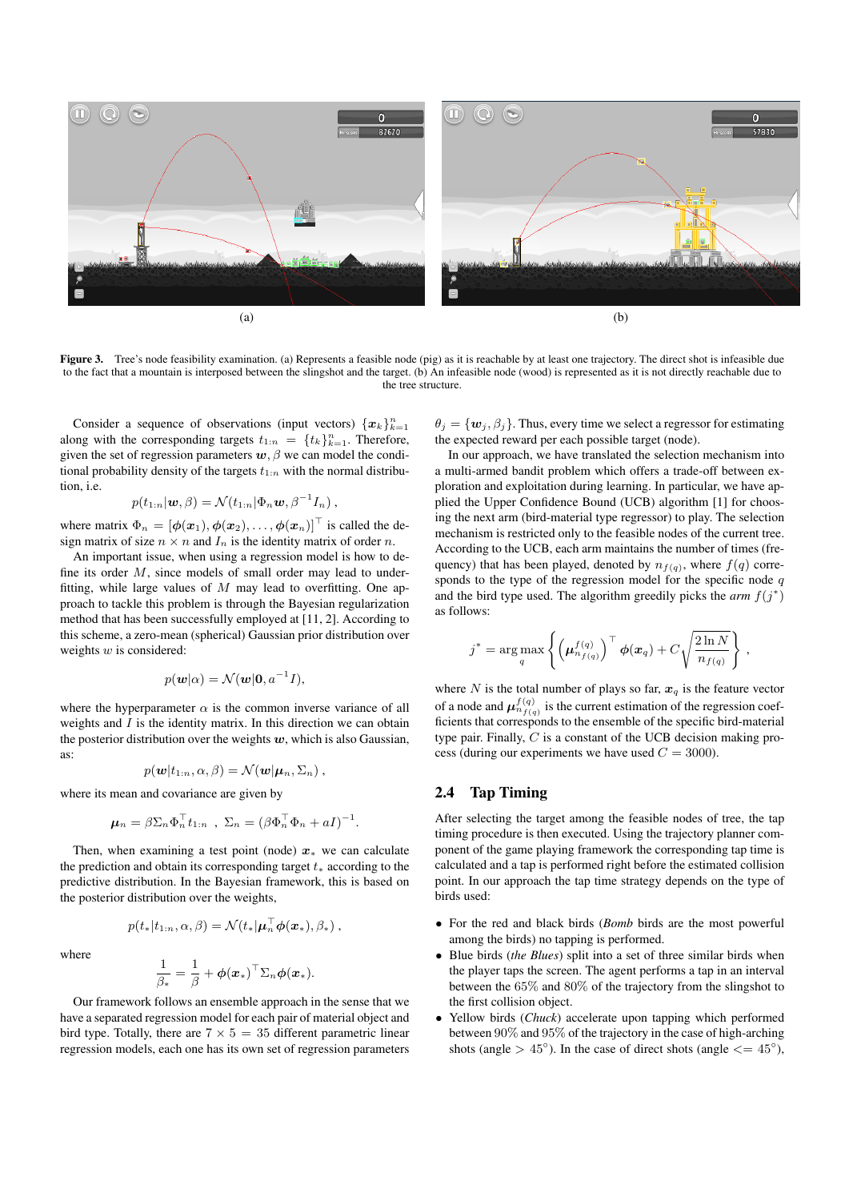(a)

(b)

**Figure 3.** Tree's node feasibility examination. (a) Represents a feasible node (pig) as it is reachable by at least one trajectory. The direct shot is infeasible due to the fact that a mountain is interposed between the slingshot and the target. (b) An infeasible node (wood) is represented as it is not directly reachable due to the tree structure.

Consider a sequence of observations (input vectors) $\{\boldsymbol{x}_k\}_{k=1}^n$ along with the corresponding targets $t_{1:n} = \{t_k\}_{k=1}^n$. Therefore, given the set of regression parameters $\boldsymbol{w}, \beta$ we can model the conditional probability density of the targets $t_{1:n}$ with the normal distribution, i.e.

$$p(t_{1:n}|\boldsymbol{w}, \beta) = \mathcal{N}(t_{1:n}|\Phi_n \boldsymbol{w}, \beta^{-1} I_n) ,$$

where matrix $\Phi_n = [\boldsymbol{\phi}(\boldsymbol{x}_1), \boldsymbol{\phi}(\boldsymbol{x}_2), \ldots, \boldsymbol{\phi}(\boldsymbol{x}_n)]^\top$ is called the design matrix of size $n \times n$ and $I_n$ is the identity matrix of order $n$.

An important issue, when using a regression model is how to define its order $M$, since models of small order may lead to underfitting, while large values of $M$ may lead to overfitting. One approach to tackle this problem is through the Bayesian regularization method that has been successfully employed at [11, 2]. According to this scheme, a zero-mean (spherical) Gaussian prior distribution over weights $w$ is considered:

$$p(\boldsymbol{w}|\alpha) = \mathcal{N}(\boldsymbol{w}|\boldsymbol{0}, a^{-1} I),$$

where the hyperparameter $\alpha$ is the common inverse variance of all weights and $I$ is the identity matrix. In this direction we can obtain the posterior distribution over the weights $\boldsymbol{w}$, which is also Gaussian, as:

$$p(\boldsymbol{w}|t_{1:n}, \alpha, \beta) = \mathcal{N}(\boldsymbol{w}|\boldsymbol{\mu}_n, \Sigma_n) ,$$

where its mean and covariance are given by

$$\boldsymbol{\mu}_n = \beta \Sigma_n \Phi_n^\top t_{1:n} \ , \ \Sigma_n = (\beta \Phi_n^\top \Phi_n + aI)^{-1}.$$

Then, when examining a test point (node) $\boldsymbol{x}_*$ we can calculate the prediction and obtain its corresponding target $t_*$ according to the predictive distribution. In the Bayesian framework, this is based on the posterior distribution over the weights,

$$p(t_*|t_{1:n}, \alpha, \beta) = \mathcal{N}(t_*|\boldsymbol{\mu}_n^\top \boldsymbol{\phi}(\boldsymbol{x}_*), \beta_*) ,$$

where

$$\frac{1}{\beta_*} = \frac{1}{\beta} + \boldsymbol{\phi}(\boldsymbol{x}_*)^\top \Sigma_n \boldsymbol{\phi}(\boldsymbol{x}_*).$$

Our framework follows an ensemble approach in the sense that we have a separated regression model for each pair of material object and bird type. Totally, there are $7 \times 5 = 35$ different parametric linear regression models, each one has its own set of regression parameters $\theta_j = \{\boldsymbol{w}_j, \beta_j\}$. Thus, every time we select a regressor for estimating the expected reward per each possible target (node).

In our approach, we have translated the selection mechanism into a multi-armed bandit problem which offers a trade-off between exploration and exploitation during learning. In particular, we have applied the Upper Confidence Bound (UCB) algorithm [1] for choosing the next arm (bird-material type regressor) to play. The selection mechanism is restricted only to the feasible nodes of the current tree. According to the UCB, each arm maintains the number of times (frequency) that has been played, denoted by $n_{f(q)}$, where $f(q)$ corresponds to the type of the regression model for the specific node $q$ and the bird type used. The algorithm greedily picks the *arm* $f(j^*)$ as follows:

$$j^* = \arg\max_q \left\{ \left(\boldsymbol{\mu}_{n_{f(q)}}^{f(q)}\right)^\top \boldsymbol{\phi}(\boldsymbol{x}_q) + C\sqrt{\frac{2 \ln N}{n_{f(q)}}} \right\} ,$$

where $N$ is the total number of plays so far, $\boldsymbol{x}_q$ is the feature vector of a node and $\boldsymbol{\mu}_{n_{f(q)}}^{f(q)}$ is the current estimation of the regression coefficients that corresponds to the ensemble of the specific bird-material type pair. Finally, $C$ is a constant of the UCB decision making process (during our experiments we have used $C = 3000$).

## 2.4 Tap Timing

After selecting the target among the feasible nodes of tree, the tap timing procedure is then executed. Using the trajectory planner component of the game playing framework the corresponding tap time is calculated and a tap is performed right before the estimated collision point. In our approach the tap time strategy depends on the type of birds used:

- For the red and black birds (*Bomb* birds are the most powerful among the birds) no tapping is performed.
- Blue birds (*the Blues*) split into a set of three similar birds when the player taps the screen. The agent performs a tap in an interval between the 65% and 80% of the trajectory from the slingshot to the first collision object.
- Yellow birds (*Chuck*) accelerate upon tapping which performed between 90% and 95% of the trajectory in the case of high-arching shots (angle $> 45°$). In the case of direct shots (angle $<= 45°$),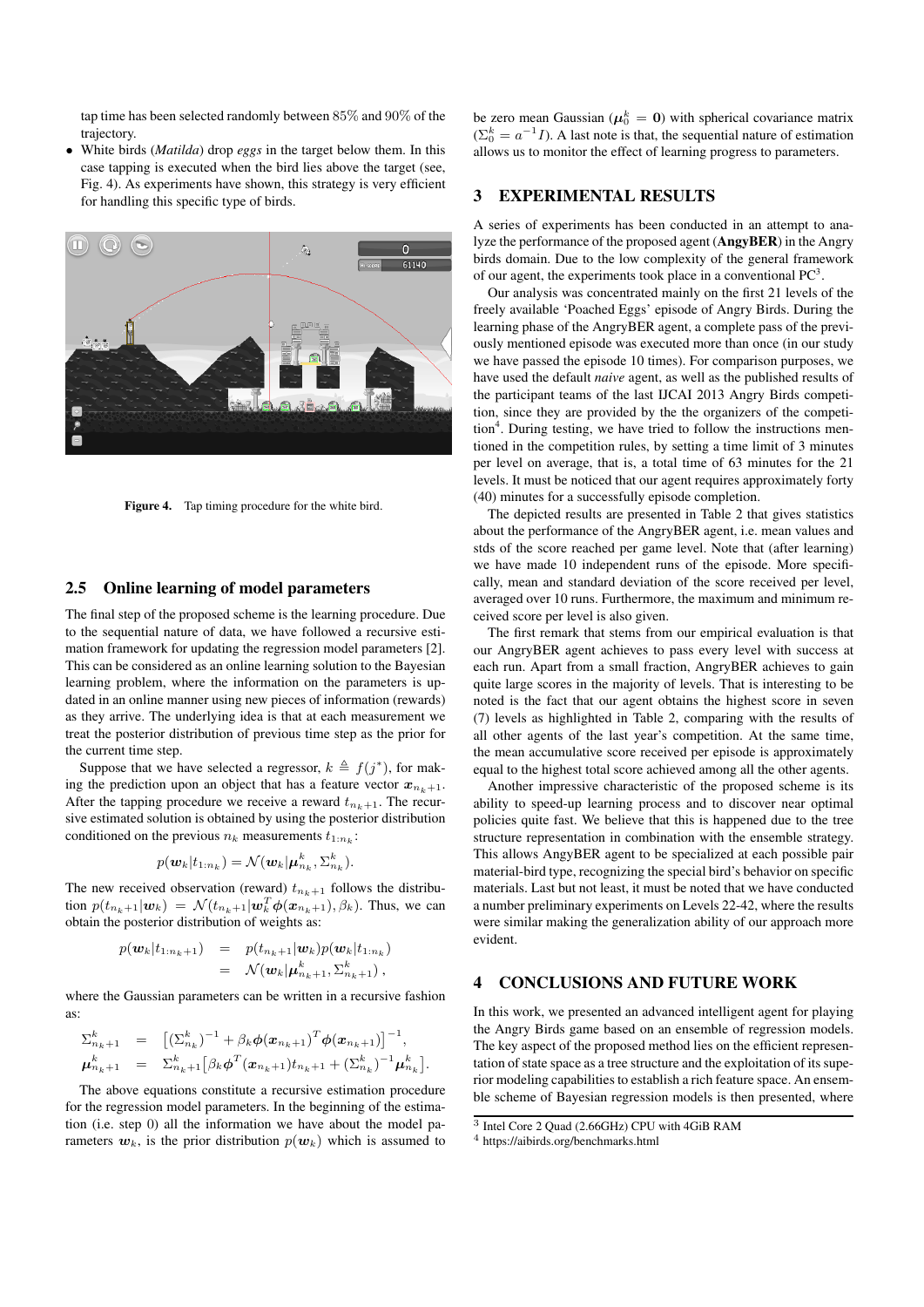tap time has been selected randomly between 85% and 90% of the trajectory.

- White birds (*Matilda*) drop *eggs* in the target below them. In this case tapping is executed when the bird lies above the target (see, Fig. 4). As experiments have shown, this strategy is very efficient for handling this specific type of birds.

**Figure 4.** Tap timing procedure for the white bird.

### 2.5 Online learning of model parameters

The final step of the proposed scheme is the learning procedure. Due to the sequential nature of data, we have followed a recursive estimation framework for updating the regression model parameters [2]. This can be considered as an online learning solution to the Bayesian learning problem, where the information on the parameters is updated in an online manner using new pieces of information (rewards) as they arrive. The underlying idea is that at each measurement we treat the posterior distribution of previous time step as the prior for the current time step.

Suppose that we have selected a regressor, $k \triangleq f(j^*)$, for making the prediction upon an object that has a feature vector $\boldsymbol{x}_{n_k+1}$. After the tapping procedure we receive a reward $t_{n_k+1}$. The recursive estimated solution is obtained by using the posterior distribution conditioned on the previous $n_k$ measurements $t_{1:n_k}$:

$$p(\boldsymbol{w}_k|t_{1:n_k}) = \mathcal{N}(\boldsymbol{w}_k|\boldsymbol{\mu}^k_{n_k}, \Sigma^k_{n_k}).$$

The new received observation (reward) $t_{n_k+1}$ follows the distribution $p(t_{n_k+1}|\boldsymbol{w}_k) = \mathcal{N}(t_{n_k+1}|\boldsymbol{w}_k^T\boldsymbol{\phi}(\boldsymbol{x}_{n_k+1}), \beta_k)$. Thus, we can obtain the posterior distribution of weights as:

$$\begin{aligned} p(\boldsymbol{w}_k|t_{1:n_k+1}) &= p(t_{n_k+1}|\boldsymbol{w}_k)p(\boldsymbol{w}_k|t_{1:n_k}) \\ &= \mathcal{N}(\boldsymbol{w}_k|\boldsymbol{\mu}^k_{n_k+1}, \Sigma^k_{n_k+1}), \end{aligned}$$

where the Gaussian parameters can be written in a recursive fashion as:

$$\begin{aligned} \Sigma^k_{n_k+1} &= \left[(\Sigma^k_{n_k})^{-1} + \beta_k \boldsymbol{\phi}(\boldsymbol{x}_{n_k+1})^T \boldsymbol{\phi}(\boldsymbol{x}_{n_k+1})\right]^{-1}, \\ \boldsymbol{\mu}^k_{n_k+1} &= \Sigma^k_{n_k+1}\left[\beta_k \boldsymbol{\phi}^T(\boldsymbol{x}_{n_k+1})t_{n_k+1} + (\Sigma^k_{n_k})^{-1}\boldsymbol{\mu}^k_{n_k}\right]. \end{aligned}$$

The above equations constitute a recursive estimation procedure for the regression model parameters. In the beginning of the estimation (i.e. step 0) all the information we have about the model parameters $\boldsymbol{w}_k$, is the prior distribution $p(\boldsymbol{w}_k)$ which is assumed to be zero mean Gaussian ($\boldsymbol{\mu}^k_0 = \boldsymbol{0}$) with spherical covariance matrix ($\Sigma^k_0 = a^{-1}I$). A last note is that, the sequential nature of estimation allows us to monitor the effect of learning progress to parameters.

## 3 EXPERIMENTAL RESULTS

A series of experiments has been conducted in an attempt to analyze the performance of the proposed agent (**AngyBER**) in the Angry birds domain. Due to the low complexity of the general framework of our agent, the experiments took place in a conventional PC[3].

Our analysis was concentrated mainly on the first 21 levels of the freely available 'Poached Eggs' episode of Angry Birds. During the learning phase of the AngryBER agent, a complete pass of the previously mentioned episode was executed more than once (in our study we have passed the episode 10 times). For comparison purposes, we have used the default *naive* agent, as well as the published results of the participant teams of the last IJCAI 2013 Angry Birds competition, since they are provided by the the organizers of the competition[4]. During testing, we have tried to follow the instructions mentioned in the competition rules, by setting a time limit of 3 minutes per level on average, that is, a total time of 63 minutes for the 21 levels. It must be noticed that our agent requires approximately forty (40) minutes for a successfully episode completion.

The depicted results are presented in Table 2 that gives statistics about the performance of the AngryBER agent, i.e. mean values and stds of the score reached per game level. Note that (after learning) we have made 10 independent runs of the episode. More specifically, mean and standard deviation of the score received per level, averaged over 10 runs. Furthermore, the maximum and minimum received score per level is also given.

The first remark that stems from our empirical evaluation is that our AngryBER agent achieves to pass every level with success at each run. Apart from a small fraction, AngryBER achieves to gain quite large scores in the majority of levels. That is interesting to be noted is the fact that our agent obtains the highest score in seven (7) levels as highlighted in Table 2, comparing with the results of all other agents of the last year's competition. At the same time, the mean accumulative score received per episode is approximately equal to the highest total score achieved among all the other agents.

Another impressive characteristic of the proposed scheme is its ability to speed-up learning process and to discover near optimal policies quite fast. We believe that this is happened due to the tree structure representation in combination with the ensemble strategy. This allows AngyBER agent to be specialized at each possible pair material-bird type, recognizing the special bird's behavior on specific materials. Last but not least, it must be noted that we have conducted a number preliminary experiments on Levels 22-42, where the results were similar making the generalization ability of our approach more evident.

## 4 CONCLUSIONS AND FUTURE WORK

In this work, we presented an advanced intelligent agent for playing the Angry Birds game based on an ensemble of regression models. The key aspect of the proposed method lies on the efficient representation of state space as a tree structure and the exploitation of its superior modeling capabilities to establish a rich feature space. An ensemble scheme of Bayesian regression models is then presented, where

[3] Intel Core 2 Quad (2.66GHz) CPU with 4GiB RAM

[4] https://aibirds.org/benchmarks.html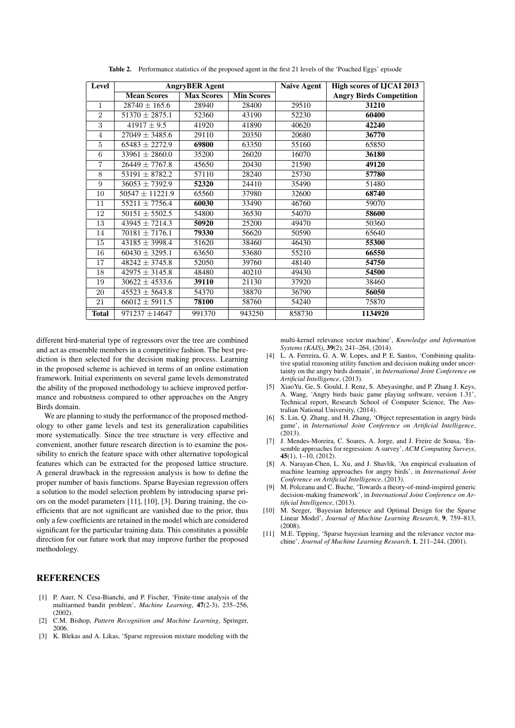Table 2. Performance statistics of the proposed agent in the first 21 levels of the 'Poached Eggs' episode

| Level | AngryBER Agent | | | Naive Agent | High scores of IJCAI 2013 |
|---|---|---|---|---|---|
| | Mean Scores | Max Scores | Min Scores | | Angry Birds Competition |
| 1 | $28740 \pm 165.6$ | 28940 | 28400 | 29510 | **31210** |
| 2 | $51370 \pm 2875.1$ | 52360 | 43190 | 52230 | **60400** |
| 3 | $41917 \pm 9.5$ | 41920 | 41890 | 40620 | **42240** |
| 4 | $27049 \pm 3485.6$ | 29110 | 20350 | 20680 | **36770** |
| 5 | $65483 \pm 2272.9$ | **69800** | 63350 | 55160 | 65850 |
| 6 | $33961 \pm 2860.0$ | 35200 | 26020 | 16070 | **36180** |
| 7 | $26449 \pm 7767.8$ | 45650 | 20430 | 21590 | **49120** |
| 8 | $53191 \pm 8782.2$ | 57110 | 28240 | 25730 | **57780** |
| 9 | $36053 \pm 7392.9$ | **52320** | 24410 | 35490 | 51480 |
| 10 | $50547 \pm 11221.9$ | 65560 | 37980 | 32600 | **68740** |
| 11 | $55211 \pm 7756.4$ | **60030** | 33490 | 46760 | 59070 |
| 12 | $50151 \pm 5502.5$ | 54800 | 36530 | 54070 | **58600** |
| 13 | $43945 \pm 7214.3$ | **50920** | 25200 | 49470 | 50360 |
| 14 | $70181 \pm 7176.1$ | **79330** | 56620 | 50590 | 65640 |
| 15 | $43185 \pm 3998.4$ | 51620 | 38460 | 46430 | **55300** |
| 16 | $60430 \pm 3295.1$ | 63650 | 53680 | 55210 | **66550** |
| 17 | $48242 \pm 3745.8$ | 52050 | 39760 | 48140 | **54750** |
| 18 | $42975 \pm 3145.8$ | 48480 | 40210 | 49430 | **54500** |
| 19 | $30622 \pm 4533.6$ | **39110** | 21130 | 37920 | 38460 |
| 20 | $45523 \pm 5643.8$ | 54370 | 38870 | 36790 | **56050** |
| 21 | $66012 \pm 5911.5$ | **78100** | 58760 | 54240 | 75870 |
| **Total** | $971237 \pm 14647$ | 991370 | 943250 | 858730 | **1134920** |

different bird-material type of regressors over the tree are combined and act as ensemble members in a competitive fashion. The best prediction is then selected for the decision making process. Learning in the proposed scheme is achieved in terms of an online estimation framework. Initial experiments on several game levels demonstrated the ability of the proposed methodology to achieve improved performance and robustness compared to other approaches on the Angry Birds domain.

We are planning to study the performance of the proposed methodology to other game levels and test its generalization capabilities more systematically. Since the tree structure is very effective and convenient, another future research direction is to examine the possibility to enrich the feature space with other alternative topological features which can be extracted for the proposed lattice structure. A general drawback in the regression analysis is how to define the proper number of basis functions. Sparse Bayesian regression offers a solution to the model selection problem by introducing sparse priors on the model parameters [11], [10], [3]. During training, the coefficients that are not significant are vanished due to the prior, thus only a few coefficients are retained in the model which are considered significant for the particular training data. This constitutes a possible direction for our future work that may improve further the proposed methodology.

## REFERENCES

[1] P. Auer, N. Cesa-Bianchi, and P. Fischer, 'Finite-time analysis of the multiarmed bandit problem', *Machine Learning*, **47**(2-3), 235–256, (2002).

[2] C.M. Bishop, *Pattern Recognition and Machine Learning*, Springer, 2006.

[3] K. Blekas and A. Likas, 'Sparse regression mixture modeling with the multi-kernel relevance vector machine', *Knowledge and Information Systems (KAIS)*, **39**(2), 241–264, (2014).

[4] L. A. Ferreira, G. A. W. Lopes, and P. E. Santos, 'Combining qualitative spatial reasoning utility function and decision making under uncertainty on the angry birds domain', in *International Joint Conference on Artificial Intelligence*, (2013).

[5] XiaoYu. Ge, S. Gould, J. Renz, S. Abeyasinghe, and P. Zhang J. Keys, A. Wang, 'Angry birds basic game playing software, version 1.31', Technical report, Research School of Computer Science, The Australian National University, (2014).

[6] S. Lin, Q. Zhang, and H. Zhang, 'Object representation in angry birds game', in *International Joint Conference on Artificial Intelligence*, (2013).

[7] J. Mendes-Moreira, C. Soares, A. Jorge, and J. Freire de Sousa, 'Ensemble approaches for regression: A survey', *ACM Computing Surveys*, **45**(1), 1–10, (2012).

[8] A. Narayan-Chen, L. Xu, and J. Shavlik, 'An empirical evaluation of machine learning approaches for angry birds', in *International Joint Conference on Artificial Intelligence*, (2013).

[9] M. Polceanu and C. Buche, 'Towards a theory-of-mind-inspired generic decision-making framework', in *International Joint Conference on Artificial Intelligence*, (2013).

[10] M. Seeger, 'Bayesian Inference and Optimal Design for the Sparse Linear Model', *Journal of Machine Learning Research*, **9**, 759–813, (2008).

[11] M.E. Tipping, 'Sparse bayesian learning and the relevance vector machine', *Journal of Machine Learning Research*, **1**, 211–244, (2001).